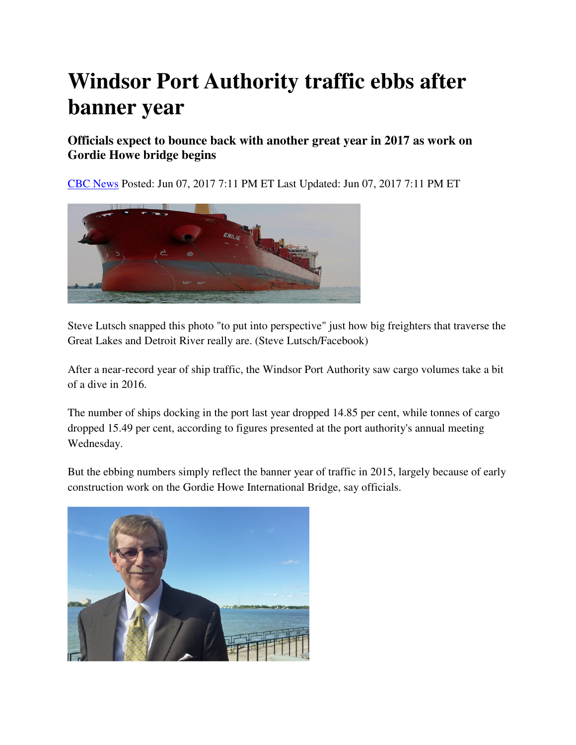# Windsor Port Authority traffic ebbs after banner year

### Officials expect to bounce back with another great year in 2017 as work on Gordie Howe bridge begins

CBC News Posted: Jun 07, 2017 7:11 PM ET Last Updated: Jun 07, 2017 7:11 PM ET

Steve Lutsch snapped this photo "to put into perspective" just how big freighters that traverse the Great Lakes and Detroit River really are. (Steve Lutsch/Facebook)

After a near-record year of ship traffic, the Windsor Port Authority saw cargo volumes take a bit of a dive in 2016.

The number of ships docking in the port last year dropped 14.85 per cent, while tonnes of cargo dropped 15.49 per cent, according to figures presented at the port authority's annual meeting Wednesday.

But the ebbing numbers simply reflect the banner year of traffic in 2015, largely because of early construction work on the Gordie Howe International Bridge, say officials.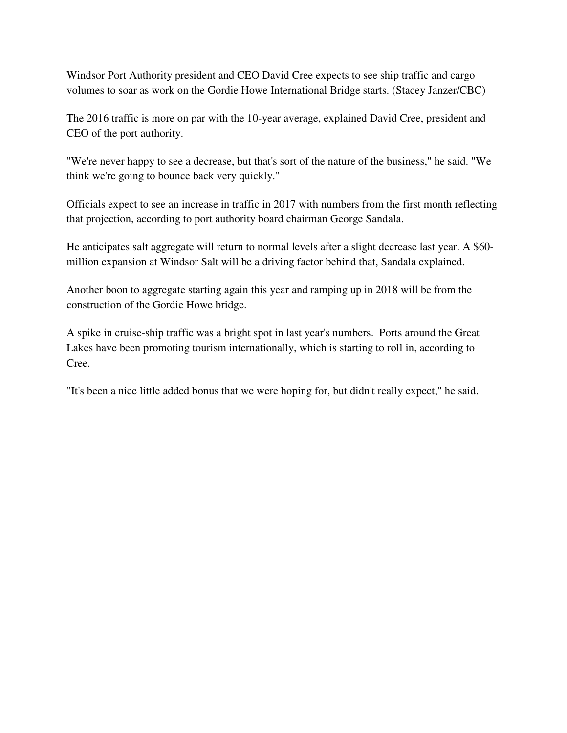Windsor Port Authority president and CEO David Cree expects to see ship traffic and cargo volumes to soar as work on the Gordie Howe International Bridge starts. (Stacey Janzer/CBC)

The 2016 traffic is more on par with the 10-year average, explained David Cree, president and CEO of the port authority.

"We're never happy to see a decrease, but that's sort of the nature of the business," he said. "We think we're going to bounce back very quickly."

Officials expect to see an increase in traffic in 2017 with numbers from the first month reflecting that projection, according to port authority board chairman George Sandala.

He anticipates salt aggregate will return to normal levels after a slight decrease last year. A $60-million expansion at Windsor Salt will be a driving factor behind that, Sandala explained.

Another boon to aggregate starting again this year and ramping up in 2018 will be from the construction of the Gordie Howe bridge.

A spike in cruise-ship traffic was a bright spot in last year's numbers. Ports around the Great Lakes have been promoting tourism internationally, which is starting to roll in, according to Cree.

"It's been a nice little added bonus that we were hoping for, but didn't really expect," he said.